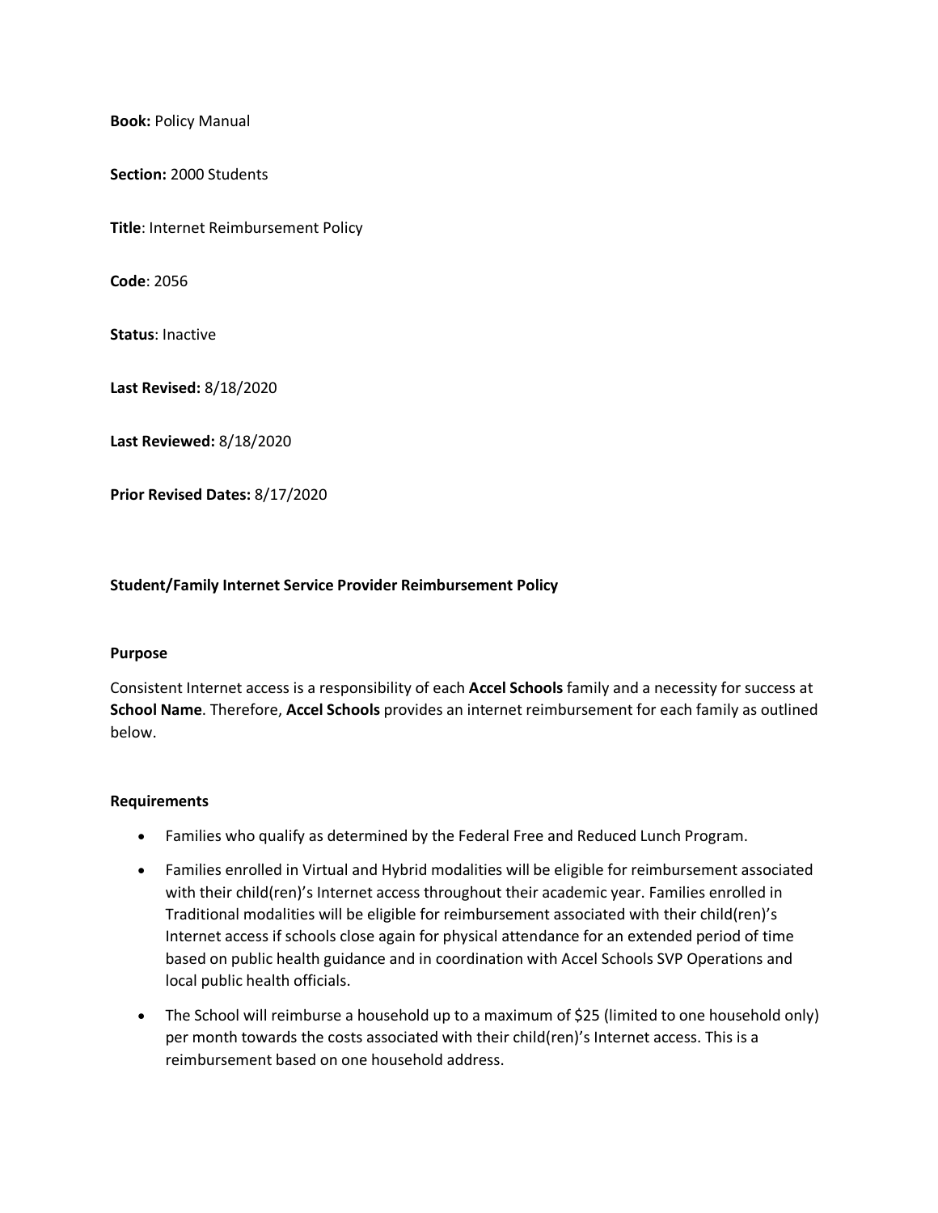**Book:** Policy Manual

**Section:** 2000 Students

**Title**: Internet Reimbursement Policy

**Code**: 2056

**Status**: Inactive

**Last Revised:** 8/18/2020

**Last Reviewed:** 8/18/2020

**Prior Revised Dates:** 8/17/2020

## Student/Family Internet Service Provider Reimbursement Policy

### Purpose

Consistent Internet access is a responsibility of each **Accel Schools** family and a necessity for success at **School Name**. Therefore, **Accel Schools** provides an internet reimbursement for each family as outlined below.

### Requirements

- Families who qualify as determined by the Federal Free and Reduced Lunch Program.
- Families enrolled in Virtual and Hybrid modalities will be eligible for reimbursement associated with their child(ren)'s Internet access throughout their academic year. Families enrolled in Traditional modalities will be eligible for reimbursement associated with their child(ren)'s Internet access if schools close again for physical attendance for an extended period of time based on public health guidance and in coordination with Accel Schools SVP Operations and local public health officials.
- The School will reimburse a household up to a maximum of $25 (limited to one household only) per month towards the costs associated with their child(ren)'s Internet access. This is a reimbursement based on one household address.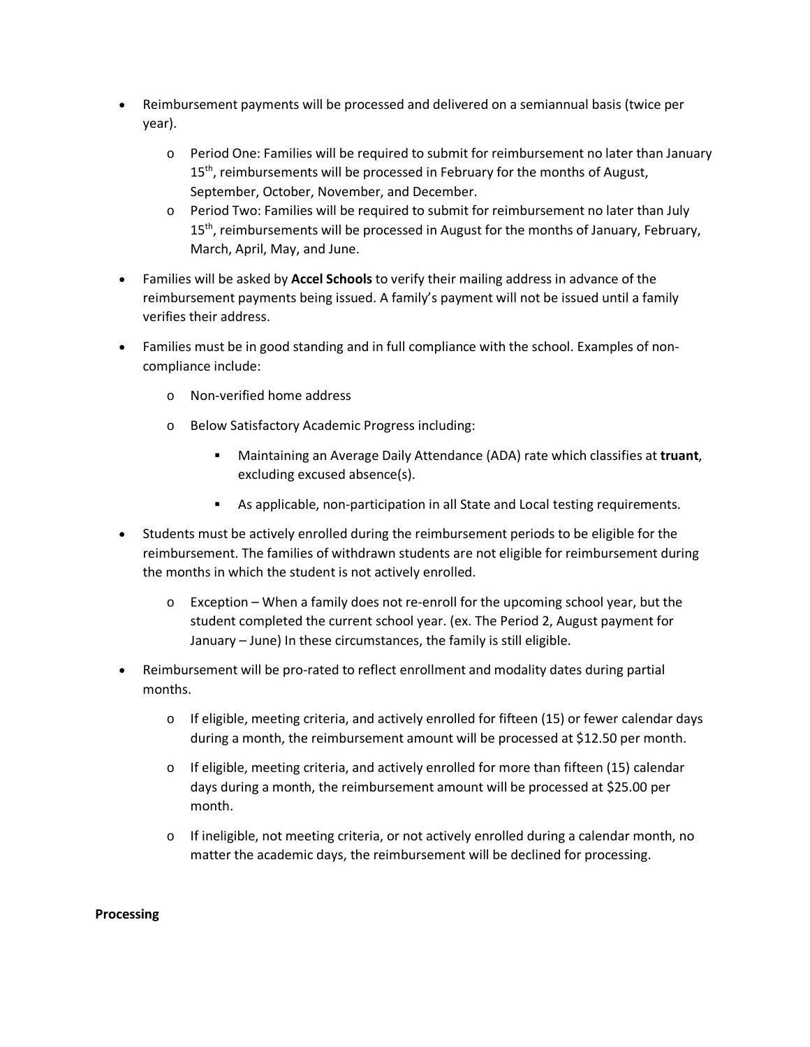- Reimbursement payments will be processed and delivered on a semiannual basis (twice per year).
  - Period One: Families will be required to submit for reimbursement no later than January 15th, reimbursements will be processed in February for the months of August, September, October, November, and December.
  - Period Two: Families will be required to submit for reimbursement no later than July 15th, reimbursements will be processed in August for the months of January, February, March, April, May, and June.
- Families will be asked by **Accel Schools** to verify their mailing address in advance of the reimbursement payments being issued. A family's payment will not be issued until a family verifies their address.
- Families must be in good standing and in full compliance with the school. Examples of non-compliance include:
  - Non-verified home address
  - Below Satisfactory Academic Progress including:
    - Maintaining an Average Daily Attendance (ADA) rate which classifies at **truant**, excluding excused absence(s).
    - As applicable, non-participation in all State and Local testing requirements.
- Students must be actively enrolled during the reimbursement periods to be eligible for the reimbursement. The families of withdrawn students are not eligible for reimbursement during the months in which the student is not actively enrolled.
  - Exception – When a family does not re-enroll for the upcoming school year, but the student completed the current school year. (ex. The Period 2, August payment for January – June) In these circumstances, the family is still eligible.
- Reimbursement will be pro-rated to reflect enrollment and modality dates during partial months.
  - If eligible, meeting criteria, and actively enrolled for fifteen (15) or fewer calendar days during a month, the reimbursement amount will be processed at $12.50 per month.
  - If eligible, meeting criteria, and actively enrolled for more than fifteen (15) calendar days during a month, the reimbursement amount will be processed at $25.00 per month.
  - If ineligible, not meeting criteria, or not actively enrolled during a calendar month, no matter the academic days, the reimbursement will be declined for processing.

**Processing**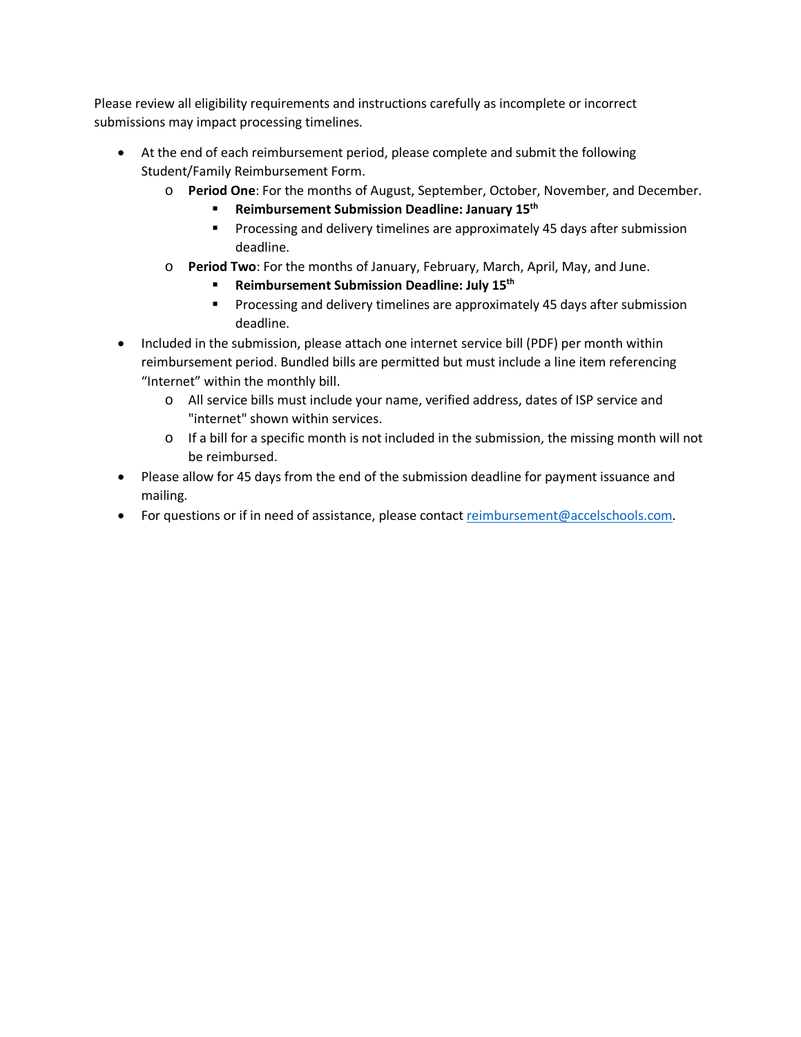Please review all eligibility requirements and instructions carefully as incomplete or incorrect submissions may impact processing timelines.

- At the end of each reimbursement period, please complete and submit the following Student/Family Reimbursement Form.
    - **Period One**: For the months of August, September, October, November, and December.
        - **Reimbursement Submission Deadline: January 15th**
        - Processing and delivery timelines are approximately 45 days after submission deadline.
    - **Period Two**: For the months of January, February, March, April, May, and June.
        - **Reimbursement Submission Deadline: July 15th**
        - Processing and delivery timelines are approximately 45 days after submission deadline.
- Included in the submission, please attach one internet service bill (PDF) per month within reimbursement period. Bundled bills are permitted but must include a line item referencing "Internet" within the monthly bill.
    - All service bills must include your name, verified address, dates of ISP service and "internet" shown within services.
    - If a bill for a specific month is not included in the submission, the missing month will not be reimbursed.
- Please allow for 45 days from the end of the submission deadline for payment issuance and mailing.
- For questions or if in need of assistance, please contact [reimbursement@accelschools.com](mailto:reimbursement@accelschools.com).